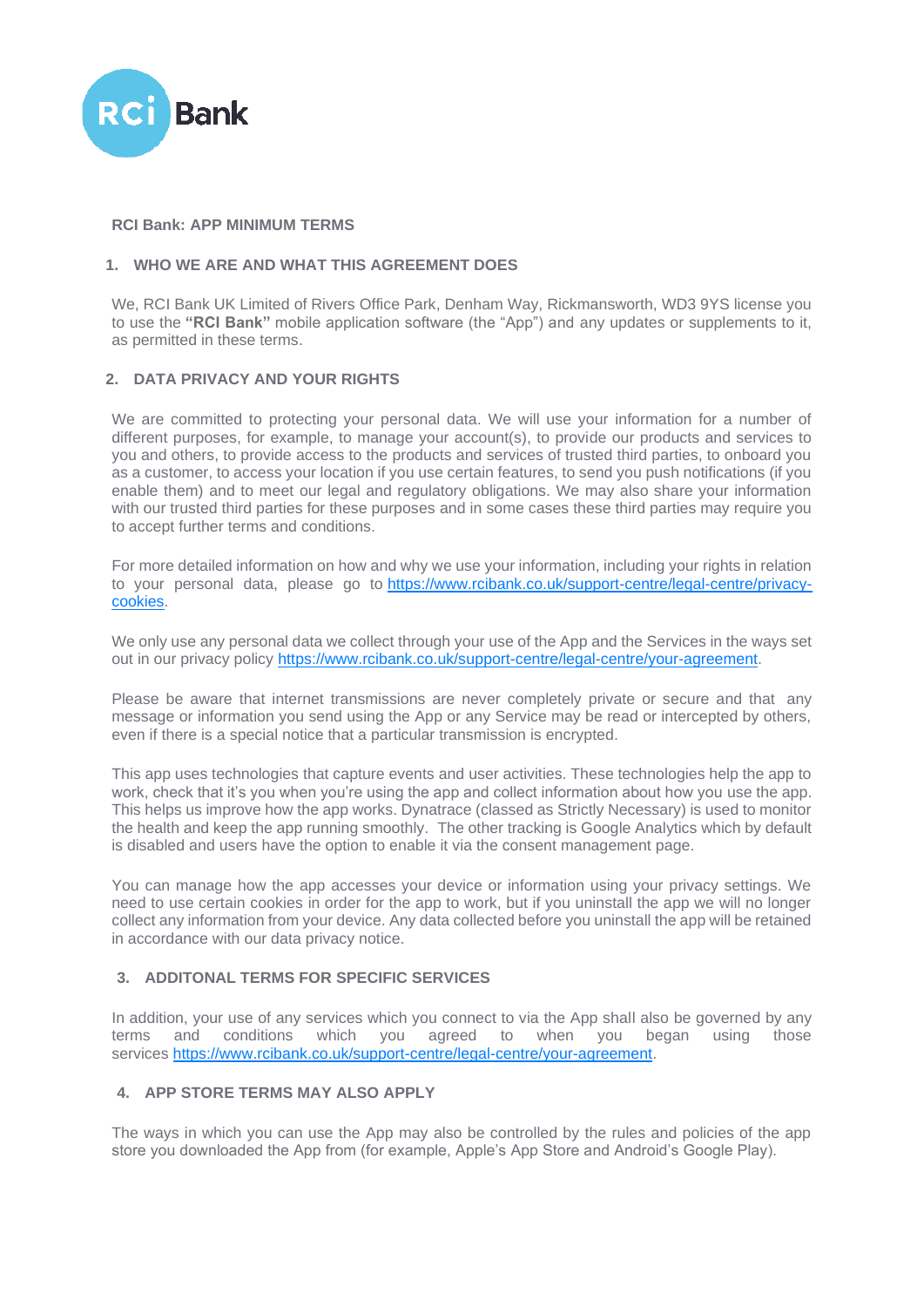**RCI Bank: APP MINIMUM TERMS**

## 1. WHO WE ARE AND WHAT THIS AGREEMENT DOES

We, RCI Bank UK Limited of Rivers Office Park, Denham Way, Rickmansworth, WD3 9YS license you to use the **"RCI Bank"** mobile application software (the "App") and any updates or supplements to it, as permitted in these terms.

## 2. DATA PRIVACY AND YOUR RIGHTS

We are committed to protecting your personal data. We will use your information for a number of different purposes, for example, to manage your account(s), to provide our products and services to you and others, to provide access to the products and services of trusted third parties, to onboard you as a customer, to access your location if you use certain features, to send you push notifications (if you enable them) and to meet our legal and regulatory obligations. We may also share your information with our trusted third parties for these purposes and in some cases these third parties may require you to accept further terms and conditions.

For more detailed information on how and why we use your information, including your rights in relation to your personal data, please go to [https://www.rcibank.co.uk/support-centre/legal-centre/privacy-cookies](https://www.rcibank.co.uk/support-centre/legal-centre/privacy-cookies).

We only use any personal data we collect through your use of the App and the Services in the ways set out in our privacy policy [https://www.rcibank.co.uk/support-centre/legal-centre/your-agreement](https://www.rcibank.co.uk/support-centre/legal-centre/your-agreement).

Please be aware that internet transmissions are never completely private or secure and that any message or information you send using the App or any Service may be read or intercepted by others, even if there is a special notice that a particular transmission is encrypted.

This app uses technologies that capture events and user activities. These technologies help the app to work, check that it's you when you're using the app and collect information about how you use the app. This helps us improve how the app works. Dynatrace (classed as Strictly Necessary) is used to monitor the health and keep the app running smoothly. The other tracking is Google Analytics which by default is disabled and users have the option to enable it via the consent management page.

You can manage how the app accesses your device or information using your privacy settings. We need to use certain cookies in order for the app to work, but if you uninstall the app we will no longer collect any information from your device. Any data collected before you uninstall the app will be retained in accordance with our data privacy notice.

## 3. ADDITONAL TERMS FOR SPECIFIC SERVICES

In addition, your use of any services which you connect to via the App shall also be governed by any terms and conditions which you agreed to when you began using those services [https://www.rcibank.co.uk/support-centre/legal-centre/your-agreement](https://www.rcibank.co.uk/support-centre/legal-centre/your-agreement).

## 4. APP STORE TERMS MAY ALSO APPLY

The ways in which you can use the App may also be controlled by the rules and policies of the app store you downloaded the App from (for example, Apple's App Store and Android's Google Play).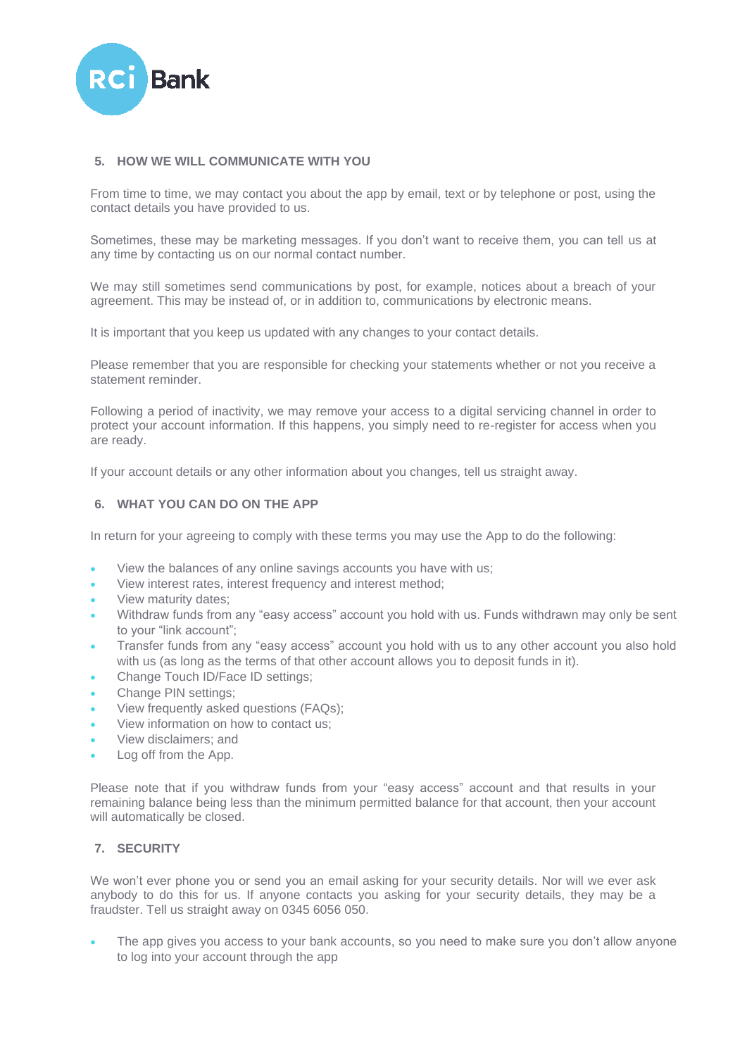## 5. HOW WE WILL COMMUNICATE WITH YOU

From time to time, we may contact you about the app by email, text or by telephone or post, using the contact details you have provided to us.

Sometimes, these may be marketing messages. If you don't want to receive them, you can tell us at any time by contacting us on our normal contact number.

We may still sometimes send communications by post, for example, notices about a breach of your agreement. This may be instead of, or in addition to, communications by electronic means.

It is important that you keep us updated with any changes to your contact details.

Please remember that you are responsible for checking your statements whether or not you receive a statement reminder.

Following a period of inactivity, we may remove your access to a digital servicing channel in order to protect your account information. If this happens, you simply need to re-register for access when you are ready.

If your account details or any other information about you changes, tell us straight away.

## 6. WHAT YOU CAN DO ON THE APP

In return for your agreeing to comply with these terms you may use the App to do the following:

- View the balances of any online savings accounts you have with us;
- View interest rates, interest frequency and interest method;
- View maturity dates;
- Withdraw funds from any "easy access" account you hold with us. Funds withdrawn may only be sent to your "link account";
- Transfer funds from any "easy access" account you hold with us to any other account you also hold with us (as long as the terms of that other account allows you to deposit funds in it).
- Change Touch ID/Face ID settings;
- Change PIN settings;
- View frequently asked questions (FAQs);
- View information on how to contact us;
- View disclaimers; and
- Log off from the App.

Please note that if you withdraw funds from your "easy access" account and that results in your remaining balance being less than the minimum permitted balance for that account, then your account will automatically be closed.

## 7. SECURITY

We won't ever phone you or send you an email asking for your security details. Nor will we ever ask anybody to do this for us. If anyone contacts you asking for your security details, they may be a fraudster. Tell us straight away on 0345 6056 050.

- The app gives you access to your bank accounts, so you need to make sure you don't allow anyone to log into your account through the app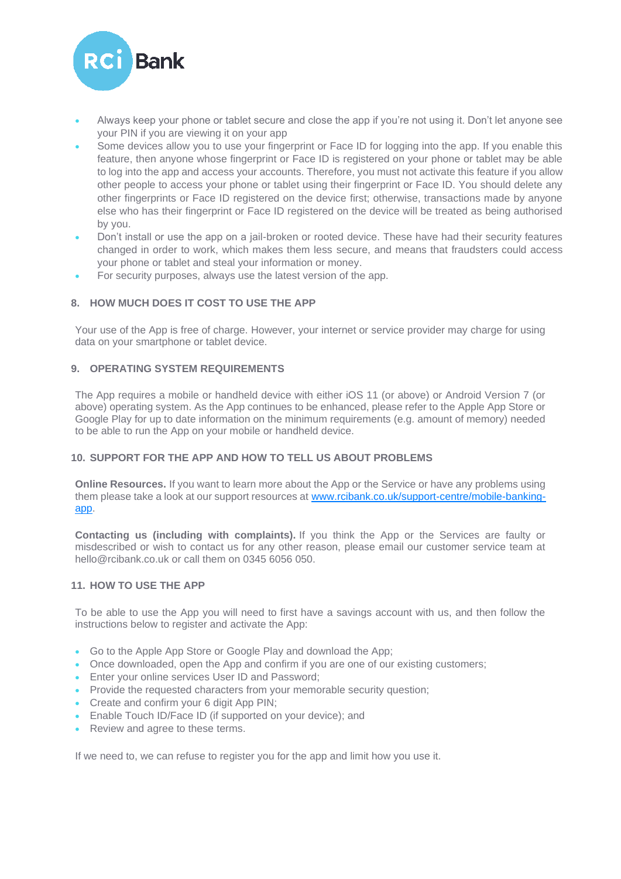- Always keep your phone or tablet secure and close the app if you're not using it. Don't let anyone see your PIN if you are viewing it on your app
- Some devices allow you to use your fingerprint or Face ID for logging into the app. If you enable this feature, then anyone whose fingerprint or Face ID is registered on your phone or tablet may be able to log into the app and access your accounts. Therefore, you must not activate this feature if you allow other people to access your phone or tablet using their fingerprint or Face ID. You should delete any other fingerprints or Face ID registered on the device first; otherwise, transactions made by anyone else who has their fingerprint or Face ID registered on the device will be treated as being authorised by you.
- Don't install or use the app on a jail-broken or rooted device. These have had their security features changed in order to work, which makes them less secure, and means that fraudsters could access your phone or tablet and steal your information or money.
- For security purposes, always use the latest version of the app.

### 8. HOW MUCH DOES IT COST TO USE THE APP

Your use of the App is free of charge. However, your internet or service provider may charge for using data on your smartphone or tablet device.

### 9. OPERATING SYSTEM REQUIREMENTS

The App requires a mobile or handheld device with either iOS 11 (or above) or Android Version 7 (or above) operating system. As the App continues to be enhanced, please refer to the Apple App Store or Google Play for up to date information on the minimum requirements (e.g. amount of memory) needed to be able to run the App on your mobile or handheld device.

### 10. SUPPORT FOR THE APP AND HOW TO TELL US ABOUT PROBLEMS

**Online Resources.** If you want to learn more about the App or the Service or have any problems using them please take a look at our support resources at [www.rcibank.co.uk/support-centre/mobile-banking-app](www.rcibank.co.uk/support-centre/mobile-banking-app).

**Contacting us (including with complaints).** If you think the App or the Services are faulty or misdescribed or wish to contact us for any other reason, please email our customer service team at hello@rcibank.co.uk or call them on 0345 6056 050.

### 11. HOW TO USE THE APP

To be able to use the App you will need to first have a savings account with us, and then follow the instructions below to register and activate the App:

- Go to the Apple App Store or Google Play and download the App;
- Once downloaded, open the App and confirm if you are one of our existing customers;
- Enter your online services User ID and Password;
- Provide the requested characters from your memorable security question;
- Create and confirm your 6 digit App PIN;
- Enable Touch ID/Face ID (if supported on your device); and
- Review and agree to these terms.

If we need to, we can refuse to register you for the app and limit how you use it.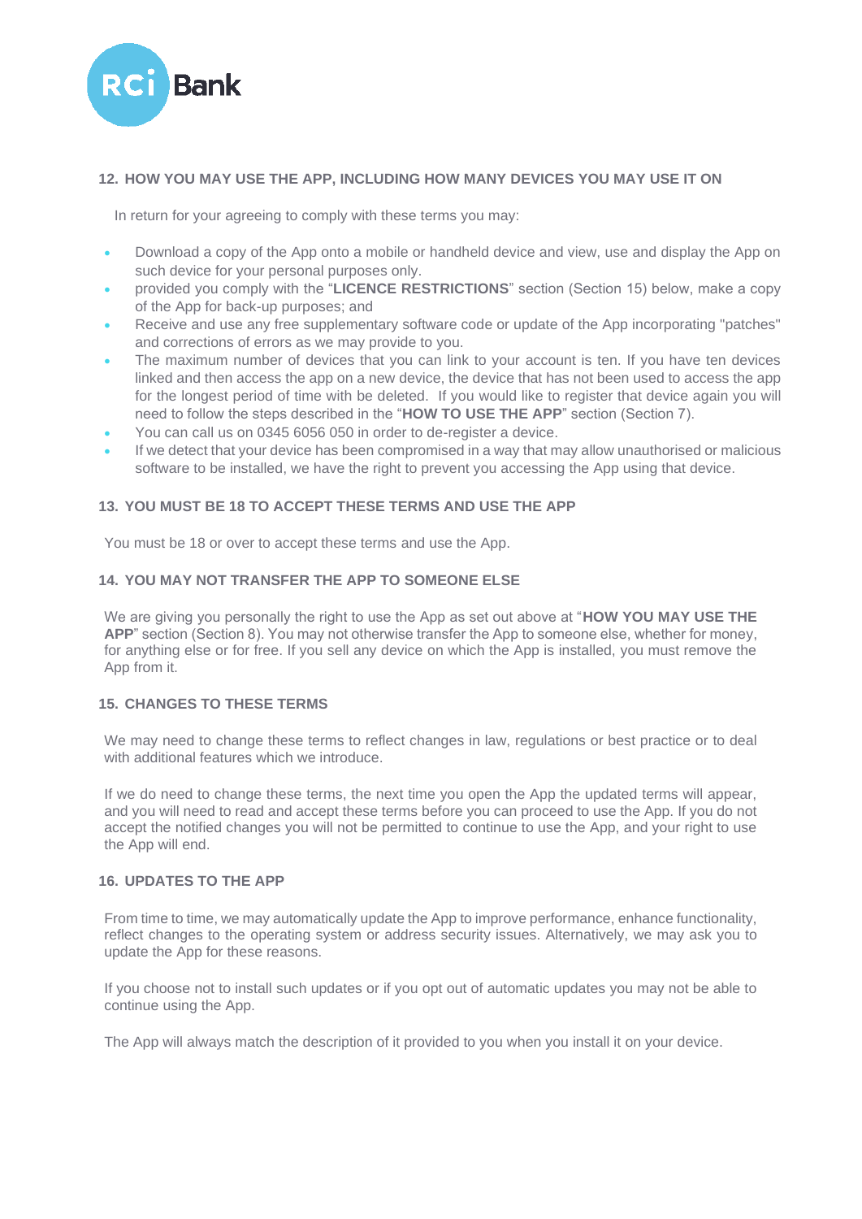## 12. HOW YOU MAY USE THE APP, INCLUDING HOW MANY DEVICES YOU MAY USE IT ON

In return for your agreeing to comply with these terms you may:

- Download a copy of the App onto a mobile or handheld device and view, use and display the App on such device for your personal purposes only.
- provided you comply with the "**LICENCE RESTRICTIONS**" section (Section 15) below, make a copy of the App for back-up purposes; and
- Receive and use any free supplementary software code or update of the App incorporating "patches" and corrections of errors as we may provide to you.
- The maximum number of devices that you can link to your account is ten. If you have ten devices linked and then access the app on a new device, the device that has not been used to access the app for the longest period of time with be deleted. If you would like to register that device again you will need to follow the steps described in the "**HOW TO USE THE APP**" section (Section 7).
- You can call us on 0345 6056 050 in order to de-register a device.
- If we detect that your device has been compromised in a way that may allow unauthorised or malicious software to be installed, we have the right to prevent you accessing the App using that device.

## 13. YOU MUST BE 18 TO ACCEPT THESE TERMS AND USE THE APP

You must be 18 or over to accept these terms and use the App.

## 14. YOU MAY NOT TRANSFER THE APP TO SOMEONE ELSE

We are giving you personally the right to use the App as set out above at "**HOW YOU MAY USE THE APP**" section (Section 8). You may not otherwise transfer the App to someone else, whether for money, for anything else or for free. If you sell any device on which the App is installed, you must remove the App from it.

## 15. CHANGES TO THESE TERMS

We may need to change these terms to reflect changes in law, regulations or best practice or to deal with additional features which we introduce.

If we do need to change these terms, the next time you open the App the updated terms will appear, and you will need to read and accept these terms before you can proceed to use the App. If you do not accept the notified changes you will not be permitted to continue to use the App, and your right to use the App will end.

## 16. UPDATES TO THE APP

From time to time, we may automatically update the App to improve performance, enhance functionality, reflect changes to the operating system or address security issues. Alternatively, we may ask you to update the App for these reasons.

If you choose not to install such updates or if you opt out of automatic updates you may not be able to continue using the App.

The App will always match the description of it provided to you when you install it on your device.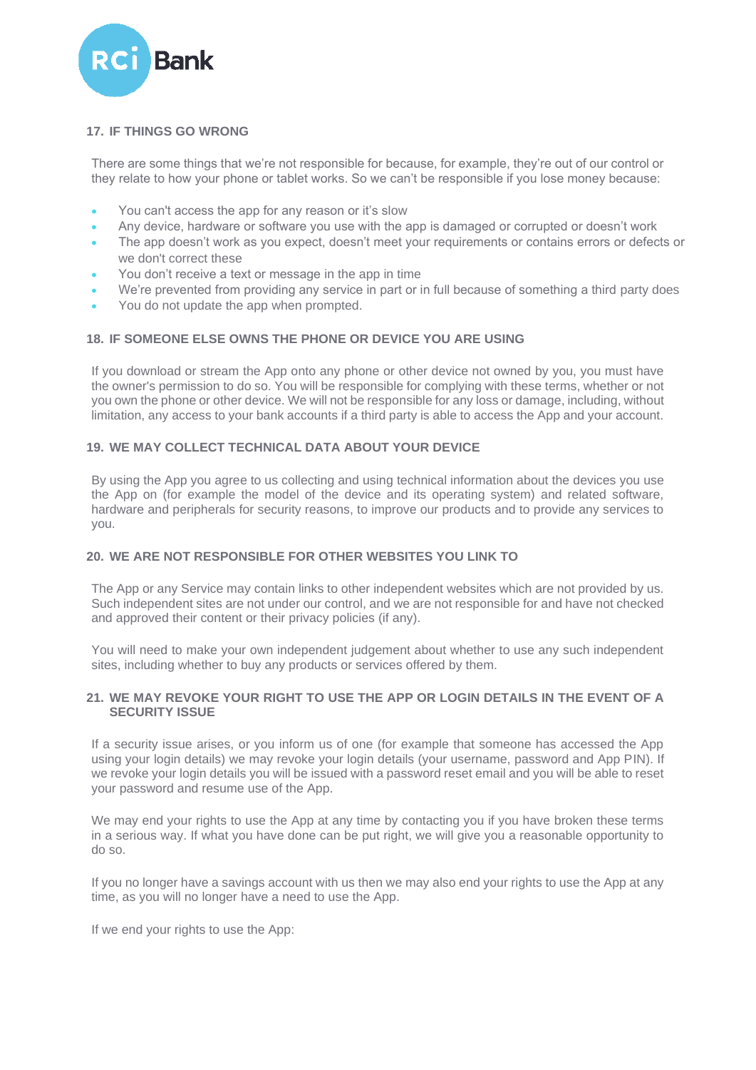## 17. IF THINGS GO WRONG

There are some things that we're not responsible for because, for example, they're out of our control or they relate to how your phone or tablet works. So we can't be responsible if you lose money because:

- You can't access the app for any reason or it's slow
- Any device, hardware or software you use with the app is damaged or corrupted or doesn't work
- The app doesn't work as you expect, doesn't meet your requirements or contains errors or defects or we don't correct these
- You don't receive a text or message in the app in time
- We're prevented from providing any service in part or in full because of something a third party does
- You do not update the app when prompted.

## 18. IF SOMEONE ELSE OWNS THE PHONE OR DEVICE YOU ARE USING

If you download or stream the App onto any phone or other device not owned by you, you must have the owner's permission to do so. You will be responsible for complying with these terms, whether or not you own the phone or other device. We will not be responsible for any loss or damage, including, without limitation, any access to your bank accounts if a third party is able to access the App and your account.

## 19. WE MAY COLLECT TECHNICAL DATA ABOUT YOUR DEVICE

By using the App you agree to us collecting and using technical information about the devices you use the App on (for example the model of the device and its operating system) and related software, hardware and peripherals for security reasons, to improve our products and to provide any services to you.

## 20. WE ARE NOT RESPONSIBLE FOR OTHER WEBSITES YOU LINK TO

The App or any Service may contain links to other independent websites which are not provided by us. Such independent sites are not under our control, and we are not responsible for and have not checked and approved their content or their privacy policies (if any).

You will need to make your own independent judgement about whether to use any such independent sites, including whether to buy any products or services offered by them.

## 21. WE MAY REVOKE YOUR RIGHT TO USE THE APP OR LOGIN DETAILS IN THE EVENT OF A SECURITY ISSUE

If a security issue arises, or you inform us of one (for example that someone has accessed the App using your login details) we may revoke your login details (your username, password and App PIN). If we revoke your login details you will be issued with a password reset email and you will be able to reset your password and resume use of the App.

We may end your rights to use the App at any time by contacting you if you have broken these terms in a serious way. If what you have done can be put right, we will give you a reasonable opportunity to do so.

If you no longer have a savings account with us then we may also end your rights to use the App at any time, as you will no longer have a need to use the App.

If we end your rights to use the App: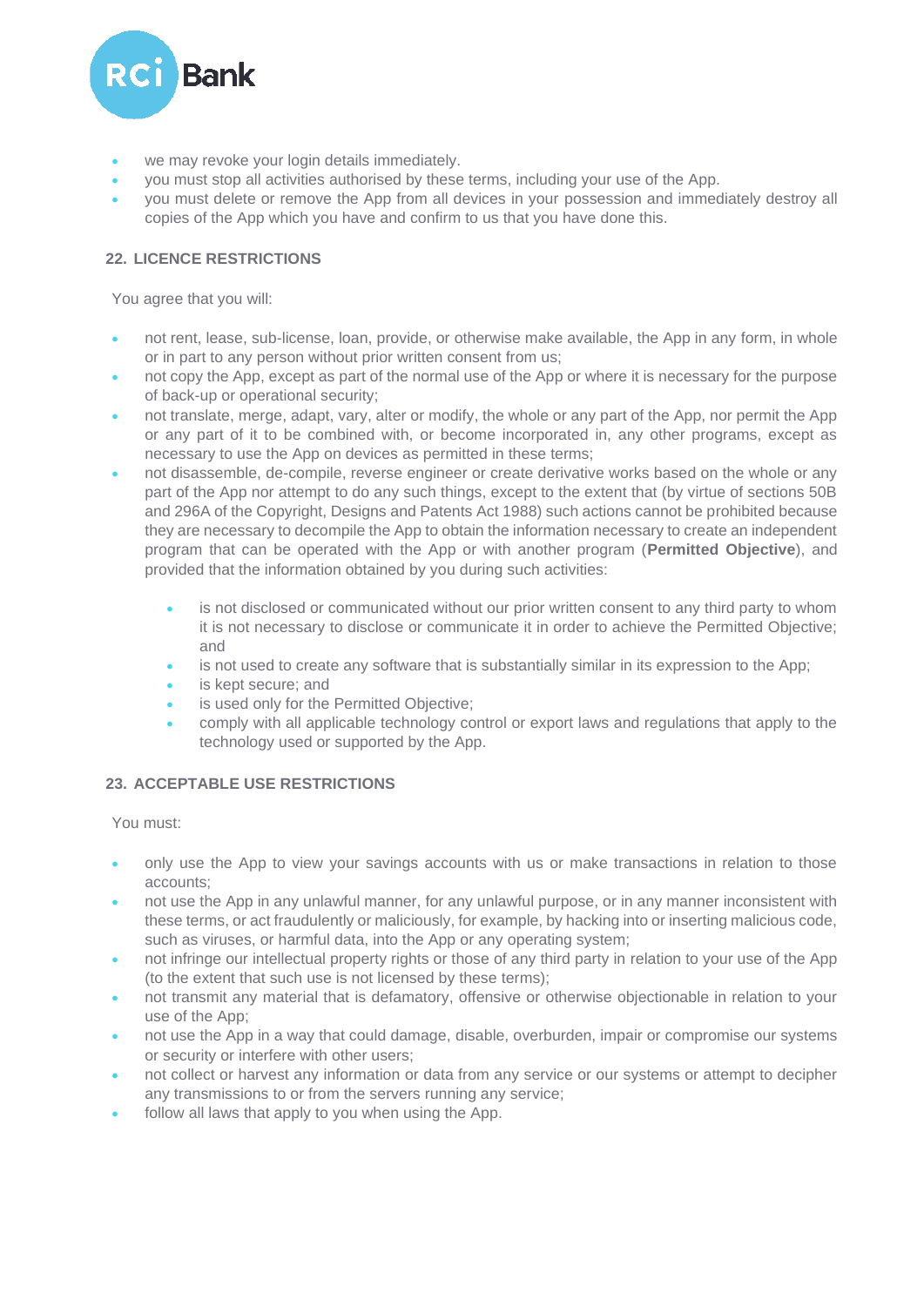- we may revoke your login details immediately.
- you must stop all activities authorised by these terms, including your use of the App.
- you must delete or remove the App from all devices in your possession and immediately destroy all copies of the App which you have and confirm to us that you have done this.

## 22. LICENCE RESTRICTIONS

You agree that you will:

- not rent, lease, sub-license, loan, provide, or otherwise make available, the App in any form, in whole or in part to any person without prior written consent from us;
- not copy the App, except as part of the normal use of the App or where it is necessary for the purpose of back-up or operational security;
- not translate, merge, adapt, vary, alter or modify, the whole or any part of the App, nor permit the App or any part of it to be combined with, or become incorporated in, any other programs, except as necessary to use the App on devices as permitted in these terms;
- not disassemble, de-compile, reverse engineer or create derivative works based on the whole or any part of the App nor attempt to do any such things, except to the extent that (by virtue of sections 50B and 296A of the Copyright, Designs and Patents Act 1988) such actions cannot be prohibited because they are necessary to decompile the App to obtain the information necessary to create an independent program that can be operated with the App or with another program (**Permitted Objective**), and provided that the information obtained by you during such activities:
    - is not disclosed or communicated without our prior written consent to any third party to whom it is not necessary to disclose or communicate it in order to achieve the Permitted Objective; and
    - is not used to create any software that is substantially similar in its expression to the App;
    - is kept secure; and
    - is used only for the Permitted Objective;
    - comply with all applicable technology control or export laws and regulations that apply to the technology used or supported by the App.

## 23. ACCEPTABLE USE RESTRICTIONS

You must:

- only use the App to view your savings accounts with us or make transactions in relation to those accounts;
- not use the App in any unlawful manner, for any unlawful purpose, or in any manner inconsistent with these terms, or act fraudulently or maliciously, for example, by hacking into or inserting malicious code, such as viruses, or harmful data, into the App or any operating system;
- not infringe our intellectual property rights or those of any third party in relation to your use of the App (to the extent that such use is not licensed by these terms);
- not transmit any material that is defamatory, offensive or otherwise objectionable in relation to your use of the App;
- not use the App in a way that could damage, disable, overburden, impair or compromise our systems or security or interfere with other users;
- not collect or harvest any information or data from any service or our systems or attempt to decipher any transmissions to or from the servers running any service;
- follow all laws that apply to you when using the App.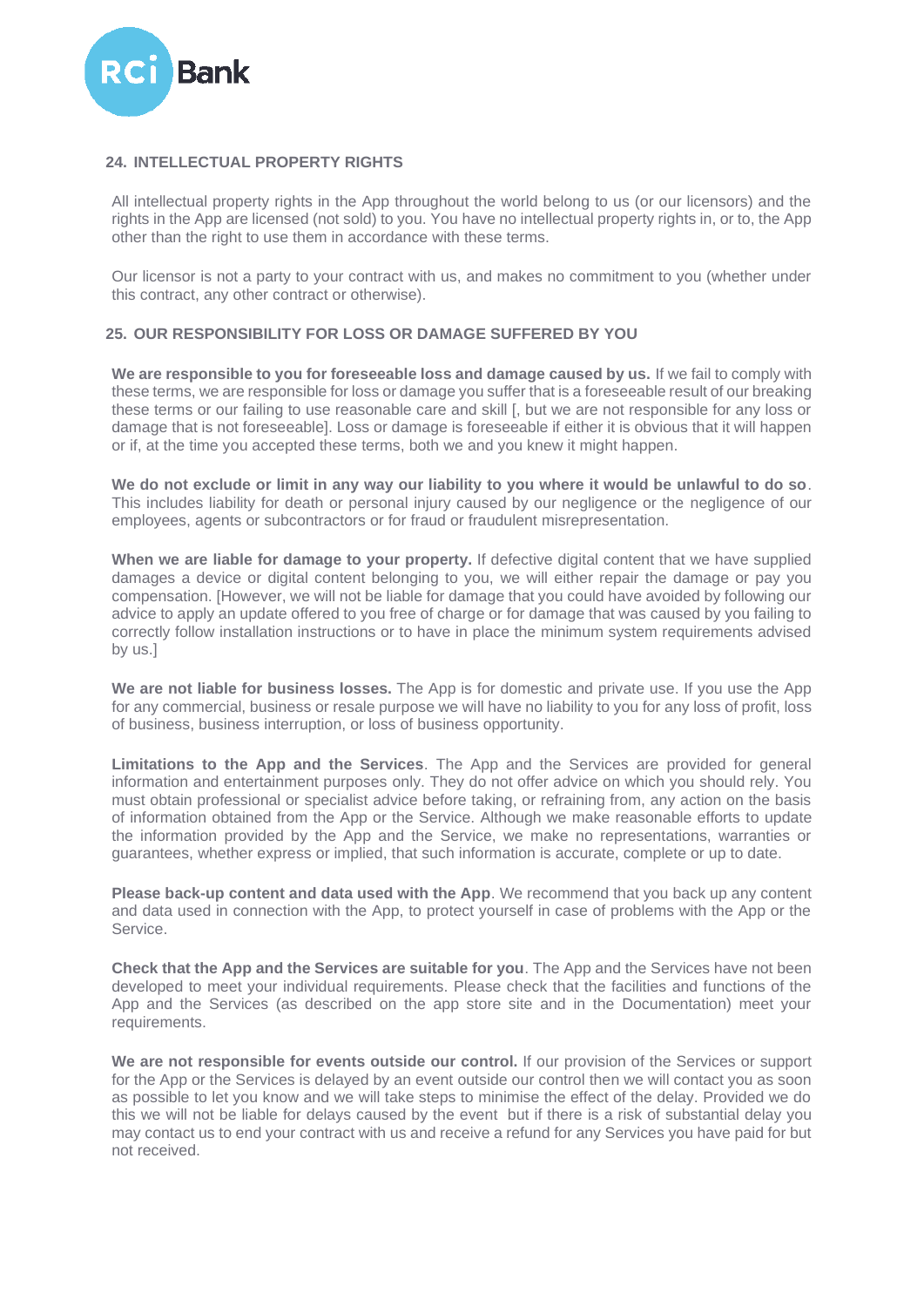## 24. INTELLECTUAL PROPERTY RIGHTS

All intellectual property rights in the App throughout the world belong to us (or our licensors) and the rights in the App are licensed (not sold) to you. You have no intellectual property rights in, or to, the App other than the right to use them in accordance with these terms.

Our licensor is not a party to your contract with us, and makes no commitment to you (whether under this contract, any other contract or otherwise).

## 25. OUR RESPONSIBILITY FOR LOSS OR DAMAGE SUFFERED BY YOU

**We are responsible to you for foreseeable loss and damage caused by us.** If we fail to comply with these terms, we are responsible for loss or damage you suffer that is a foreseeable result of our breaking these terms or our failing to use reasonable care and skill [, but we are not responsible for any loss or damage that is not foreseeable]. Loss or damage is foreseeable if either it is obvious that it will happen or if, at the time you accepted these terms, both we and you knew it might happen.

**We do not exclude or limit in any way our liability to you where it would be unlawful to do so**. This includes liability for death or personal injury caused by our negligence or the negligence of our employees, agents or subcontractors or for fraud or fraudulent misrepresentation.

**When we are liable for damage to your property.** If defective digital content that we have supplied damages a device or digital content belonging to you, we will either repair the damage or pay you compensation. [However, we will not be liable for damage that you could have avoided by following our advice to apply an update offered to you free of charge or for damage that was caused by you failing to correctly follow installation instructions or to have in place the minimum system requirements advised by us.]

**We are not liable for business losses.** The App is for domestic and private use. If you use the App for any commercial, business or resale purpose we will have no liability to you for any loss of profit, loss of business, business interruption, or loss of business opportunity.

**Limitations to the App and the Services**. The App and the Services are provided for general information and entertainment purposes only. They do not offer advice on which you should rely. You must obtain professional or specialist advice before taking, or refraining from, any action on the basis of information obtained from the App or the Service. Although we make reasonable efforts to update the information provided by the App and the Service, we make no representations, warranties or guarantees, whether express or implied, that such information is accurate, complete or up to date.

**Please back-up content and data used with the App**. We recommend that you back up any content and data used in connection with the App, to protect yourself in case of problems with the App or the Service.

**Check that the App and the Services are suitable for you**. The App and the Services have not been developed to meet your individual requirements. Please check that the facilities and functions of the App and the Services (as described on the app store site and in the Documentation) meet your requirements.

**We are not responsible for events outside our control.** If our provision of the Services or support for the App or the Services is delayed by an event outside our control then we will contact you as soon as possible to let you know and we will take steps to minimise the effect of the delay. Provided we do this we will not be liable for delays caused by the event but if there is a risk of substantial delay you may contact us to end your contract with us and receive a refund for any Services you have paid for but not received.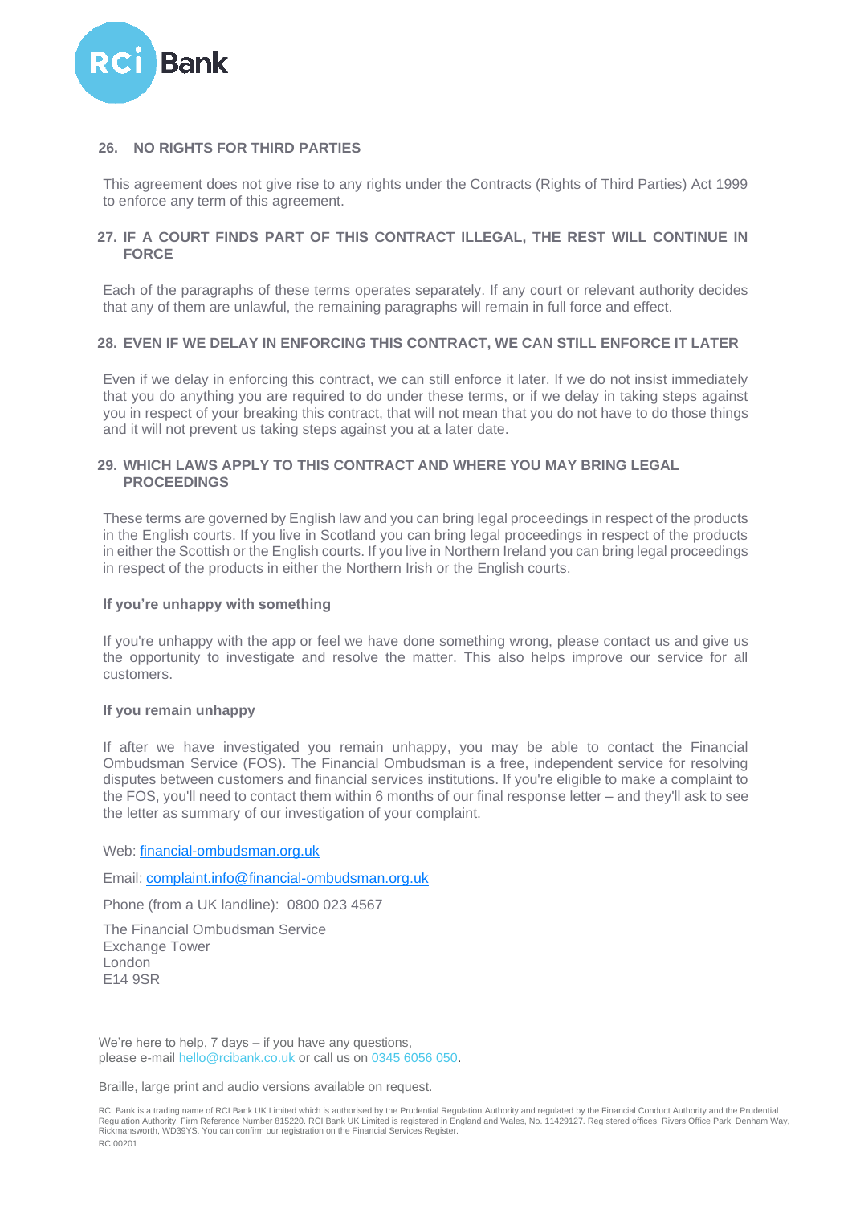## 26. NO RIGHTS FOR THIRD PARTIES

This agreement does not give rise to any rights under the Contracts (Rights of Third Parties) Act 1999 to enforce any term of this agreement.

## 27. IF A COURT FINDS PART OF THIS CONTRACT ILLEGAL, THE REST WILL CONTINUE IN FORCE

Each of the paragraphs of these terms operates separately. If any court or relevant authority decides that any of them are unlawful, the remaining paragraphs will remain in full force and effect.

## 28. EVEN IF WE DELAY IN ENFORCING THIS CONTRACT, WE CAN STILL ENFORCE IT LATER

Even if we delay in enforcing this contract, we can still enforce it later. If we do not insist immediately that you do anything you are required to do under these terms, or if we delay in taking steps against you in respect of your breaking this contract, that will not mean that you do not have to do those things and it will not prevent us taking steps against you at a later date.

## 29. WHICH LAWS APPLY TO THIS CONTRACT AND WHERE YOU MAY BRING LEGAL PROCEEDINGS

These terms are governed by English law and you can bring legal proceedings in respect of the products in the English courts. If you live in Scotland you can bring legal proceedings in respect of the products in either the Scottish or the English courts. If you live in Northern Ireland you can bring legal proceedings in respect of the products in either the Northern Irish or the English courts.

### If you're unhappy with something

If you're unhappy with the app or feel we have done something wrong, please contact us and give us the opportunity to investigate and resolve the matter. This also helps improve our service for all customers.

### If you remain unhappy

If after we have investigated you remain unhappy, you may be able to contact the Financial Ombudsman Service (FOS). The Financial Ombudsman is a free, independent service for resolving disputes between customers and financial services institutions. If you're eligible to make a complaint to the FOS, you'll need to contact them within 6 months of our final response letter – and they'll ask to see the letter as summary of our investigation of your complaint.

Web: financial-ombudsman.org.uk

Email: complaint.info@financial-ombudsman.org.uk

Phone (from a UK landline): 0800 023 4567

The Financial Ombudsman Service
Exchange Tower
London
E14 9SR

We're here to help, 7 days – if you have any questions, please e-mail hello@rcibank.co.uk or call us on 0345 6056 050.

Braille, large print and audio versions available on request.

RCI Bank is a trading name of RCI Bank UK Limited which is authorised by the Prudential Regulation Authority and regulated by the Financial Conduct Authority and the Prudential Regulation Authority. Firm Reference Number 815220. RCI Bank UK Limited is registered in England and Wales, No. 11429127. Registered offices: Rivers Office Park, Denham Way, Rickmansworth, WD39YS. You can confirm our registration on the Financial Services Register.

RCI00201